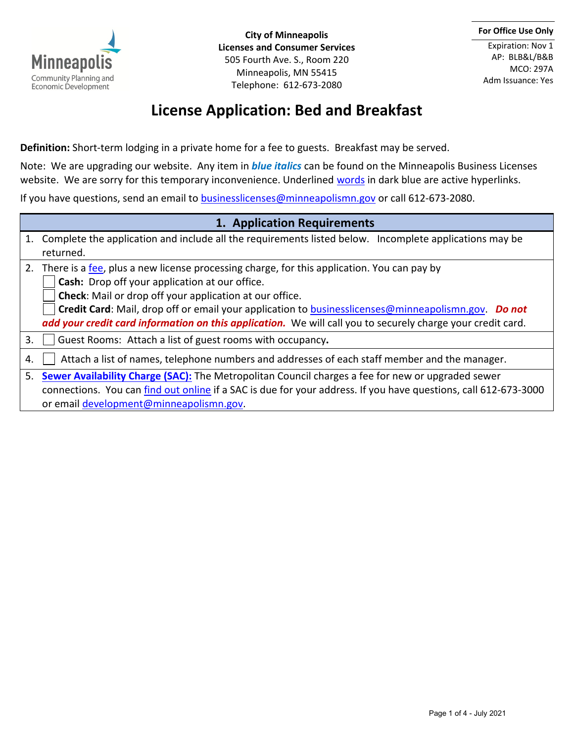City of Minneapolis
**Licenses and Consumer Services**
505 Fourth Ave. S., Room 220
Minneapolis, MN 55415
Telephone: 612-673-2080

**For Office Use Only**
Expiration: Nov 1
AP: BLB&L/B&B
MCO: 297A
Adm Issuance: Yes

# License Application: Bed and Breakfast

**Definition:** Short-term lodging in a private home for a fee to guests. Breakfast may be served.

Note: We are upgrading our website. Any item in ***blue italics*** can be found on the Minneapolis Business Licenses website. We are sorry for this temporary inconvenience. Underlined words in dark blue are active hyperlinks.

If you have questions, send an email to businesslicenses@minneapolismn.gov or call 612-673-2080.

## 1. Application Requirements

1. Complete the application and include all the requirements listed below. Incomplete applications may be returned.
2. There is a fee, plus a new license processing charge, for this application. You can pay by
   - ☐ **Cash:** Drop off your application at our office.
   - ☐ **Check**: Mail or drop off your application at our office.
   - ☐ **Credit Card**: Mail, drop off or email your application to businesslicenses@minneapolismn.gov. ***Do not add your credit card information on this application.*** We will call you to securely charge your credit card.
3. ☐ Guest Rooms: Attach a list of guest rooms with occupancy**.**
4. ☐ Attach a list of names, telephone numbers and addresses of each staff member and the manager.
5. **Sewer Availability Charge (SAC):** The Metropolitan Council charges a fee for new or upgraded sewer connections. You can find out online if a SAC is due for your address. If you have questions, call 612-673-3000 or email development@minneapolismn.gov.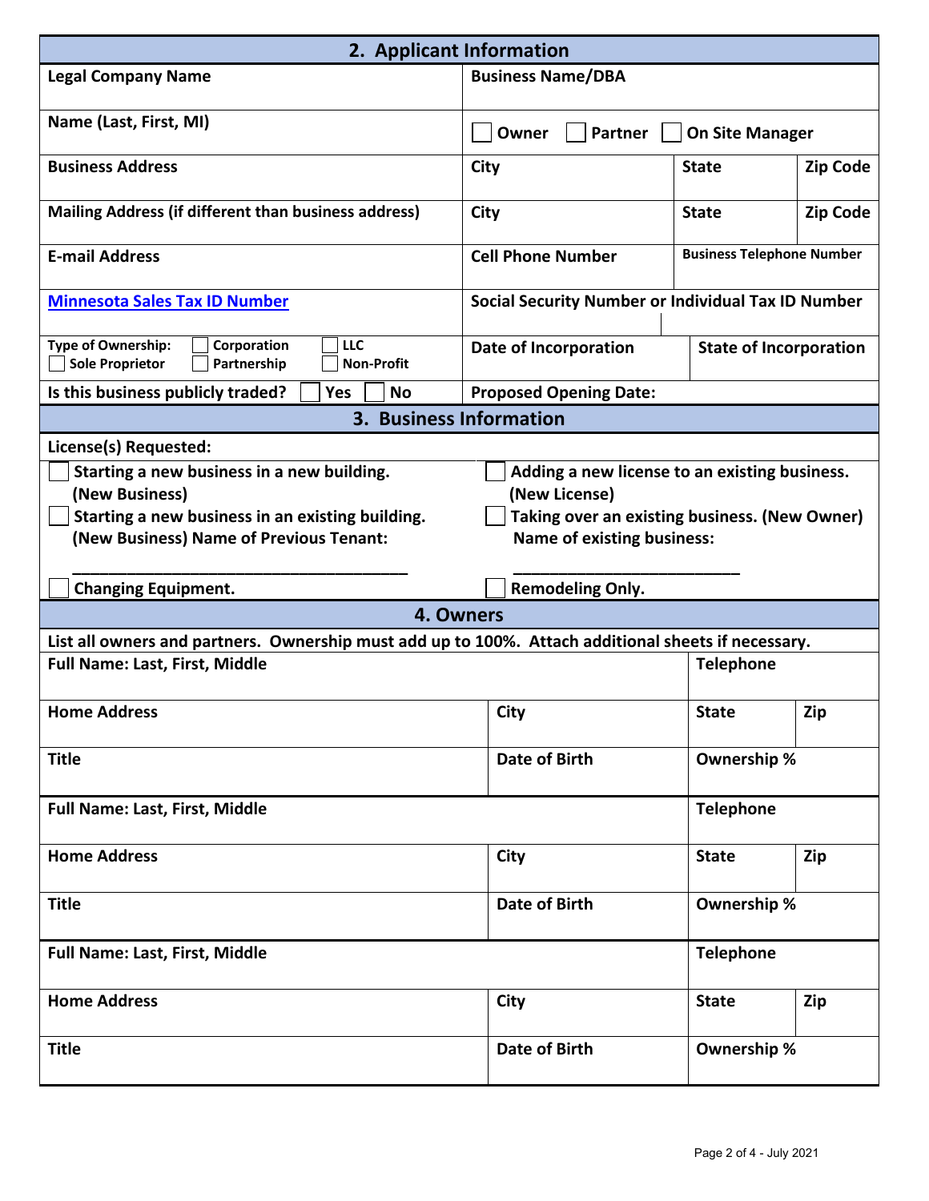## 2. Applicant Information

| Legal Company Name | Business Name/DBA | | |
|---|---|---|---|
| Name (Last, First, MI) | ☐ Owner ☐ Partner ☐ On Site Manager | | |
| Business Address | City | State | Zip Code |
| Mailing Address (if different than business address) | City | State | Zip Code |
| E-mail Address | Cell Phone Number | Business Telephone Number | |
| [Minnesota Sales Tax ID Number]() | Social Security Number or Individual Tax ID Number | | |
| Type of Ownership: ☐ Corporation ☐ LLC ☐ Sole Proprietor ☐ Partnership ☐ Non-Profit | Date of Incorporation | State of Incorporation | |
| Is this business publicly traded? ☐ Yes ☐ No | Proposed Opening Date: | | |

## 3. Business Information

**License(s) Requested:**

☐ Starting a new business in a new building. (New Business)

☐ Starting a new business in an existing building. (New Business) Name of Previous Tenant:

_______________________________________

☐ Changing Equipment.

☐ Adding a new license to an existing business. (New License)

☐ Taking over an existing business. (New Owner) Name of existing business:

___________________________

☐ Remodeling Only.

## 4. Owners

List all owners and partners. Ownership must add up to 100%. Attach additional sheets if necessary.

| Full Name: Last, First, Middle | | Telephone | |
|---|---|---|---|
| Home Address | City | State | Zip |
| Title | Date of Birth | Ownership % | |
| Full Name: Last, First, Middle | | Telephone | |
| Home Address | City | State | Zip |
| Title | Date of Birth | Ownership % | |
| Full Name: Last, First, Middle | | Telephone | |
| Home Address | City | State | Zip |
| Title | Date of Birth | Ownership % | |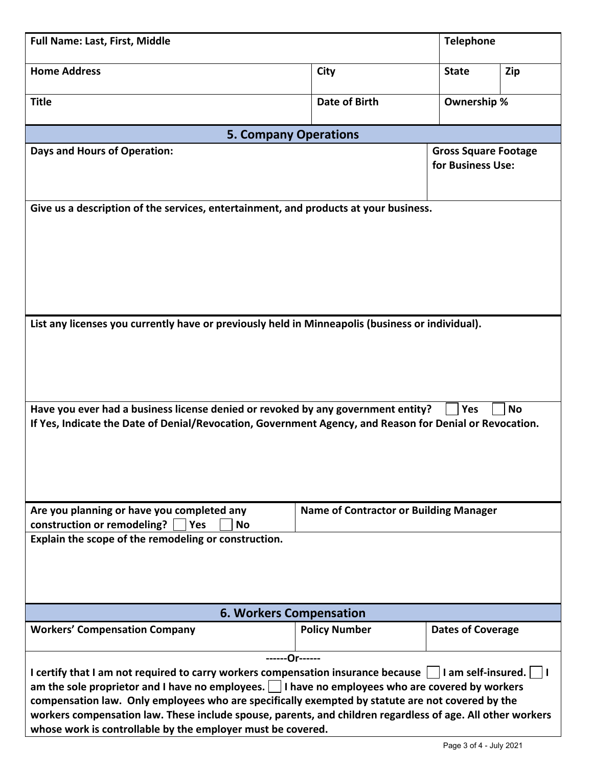| Full Name: Last, First, Middle | | Telephone | |
|---|---|---|---|
| **Home Address** | **City** | **State** | **Zip** |
| **Title** | **Date of Birth** | **Ownership %** | |

## 5. Company Operations

| Days and Hours of Operation: | Gross Square Footage for Business Use: |
|---|---|
| | |

**Give us a description of the services, entertainment, and products at your business.**

**List any licenses you currently have or previously held in Minneapolis (business or individual).**

**Have you ever had a business license denied or revoked by any government entity?** ☐ Yes ☐ No

**If Yes, Indicate the Date of Denial/Revocation, Government Agency, and Reason for Denial or Revocation.**

| Are you planning or have you completed any construction or remodeling? ☐ Yes ☐ No | Name of Contractor or Building Manager |
|---|---|
| | |

**Explain the scope of the remodeling or construction.**

## 6. Workers Compensation

| Workers' Compensation Company | Policy Number | Dates of Coverage |
|---|---|---|
| | | |

------Or------

**I certify that I am not required to carry workers compensation insurance because ☐ I am self-insured. ☐ I am the sole proprietor and I have no employees. ☐ I have no employees who are covered by workers compensation law. Only employees who are specifically exempted by statute are not covered by the workers compensation law. These include spouse, parents, and children regardless of age. All other workers whose work is controllable by the employer must be covered.**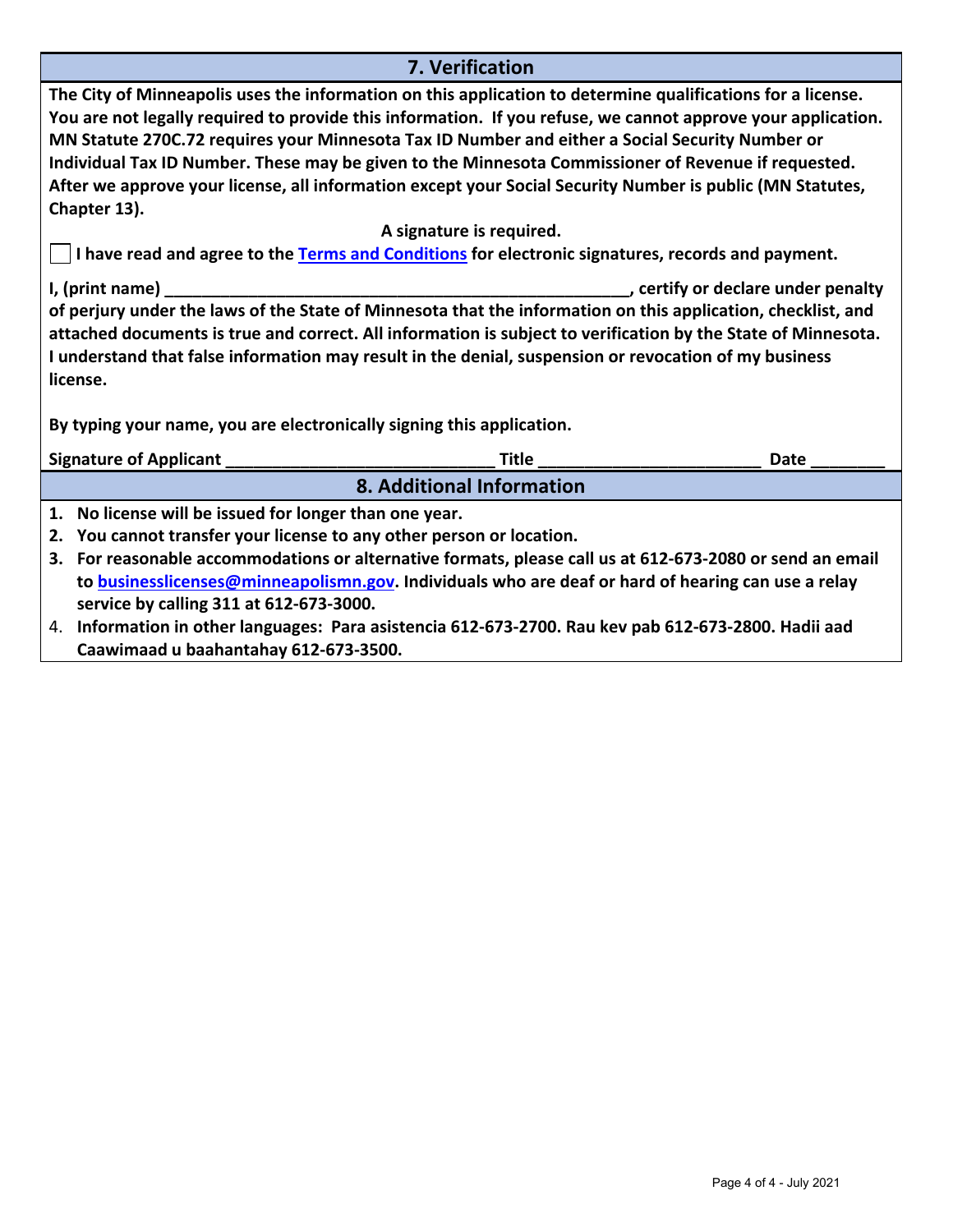## 7. Verification

**The City of Minneapolis uses the information on this application to determine qualifications for a license. You are not legally required to provide this information. If you refuse, we cannot approve your application. MN Statute 270C.72 requires your Minnesota Tax ID Number and either a Social Security Number or Individual Tax ID Number. These may be given to the Minnesota Commissioner of Revenue if requested. After we approve your license, all information except your Social Security Number is public (MN Statutes, Chapter 13).**

**A signature is required.**

☐ **I have read and agree to the Terms and Conditions for electronic signatures, records and payment.**

**I, (print name) ____________________________________________________, certify or declare under penalty of perjury under the laws of the State of Minnesota that the information on this application, checklist, and attached documents is true and correct. All information is subject to verification by the State of Minnesota. I understand that false information may result in the denial, suspension or revocation of my business license.**

**By typing your name, you are electronically signing this application.**

**Signature of Applicant ______________________________ Title ________________________ Date ________**

## 8. Additional Information

1. **No license will be issued for longer than one year.**
2. **You cannot transfer your license to any other person or location.**
3. **For reasonable accommodations or alternative formats, please call us at 612-673-2080 or send an email to businesslicenses@minneapolismn.gov. Individuals who are deaf or hard of hearing can use a relay service by calling 311 at 612-673-3000.**
4. **Information in other languages: Para asistencia 612-673-2700. Rau kev pab 612-673-2800. Hadii aad Caawimaad u baahantahay 612-673-3500.**